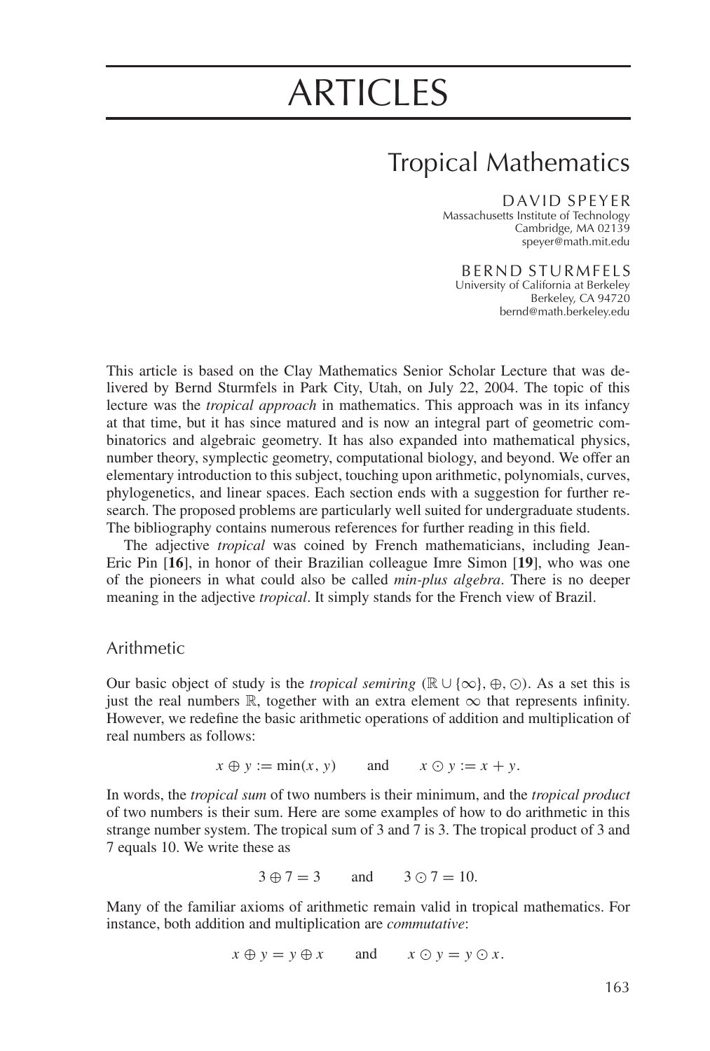# ARTICLES

## Tropical Mathematics

DAVID SPEYER
Massachusetts Institute of Technology
Cambridge, MA 02139
speyer@math.mit.edu

BERND STURMFELS
University of California at Berkeley
Berkeley, CA 94720
bernd@math.berkeley.edu

This article is based on the Clay Mathematics Senior Scholar Lecture that was delivered by Bernd Sturmfels in Park City, Utah, on July 22, 2004. The topic of this lecture was the *tropical approach* in mathematics. This approach was in its infancy at that time, but it has since matured and is now an integral part of geometric combinatorics and algebraic geometry. It has also expanded into mathematical physics, number theory, symplectic geometry, computational biology, and beyond. We offer an elementary introduction to this subject, touching upon arithmetic, polynomials, curves, phylogenetics, and linear spaces. Each section ends with a suggestion for further research. The proposed problems are particularly well suited for undergraduate students. The bibliography contains numerous references for further reading in this field.

The adjective *tropical* was coined by French mathematicians, including Jean-Eric Pin [**16**], in honor of their Brazilian colleague Imre Simon [**19**], who was one of the pioneers in what could also be called *min-plus algebra*. There is no deeper meaning in the adjective *tropical*. It simply stands for the French view of Brazil.

### Arithmetic

Our basic object of study is the *tropical semiring* $(\mathbb{R} \cup \{\infty\}, \oplus, \odot)$. As a set this is just the real numbers $\mathbb{R}$, together with an extra element $\infty$ that represents infinity. However, we redefine the basic arithmetic operations of addition and multiplication of real numbers as follows:

$$x \oplus y := \min(x, y) \qquad \text{and} \qquad x \odot y := x + y.$$

In words, the *tropical sum* of two numbers is their minimum, and the *tropical product* of two numbers is their sum. Here are some examples of how to do arithmetic in this strange number system. The tropical sum of 3 and 7 is 3. The tropical product of 3 and 7 equals 10. We write these as

$$3 \oplus 7 = 3 \qquad \text{and} \qquad 3 \odot 7 = 10.$$

Many of the familiar axioms of arithmetic remain valid in tropical mathematics. For instance, both addition and multiplication are *commutative*:

$$x \oplus y = y \oplus x \qquad \text{and} \qquad x \odot y = y \odot x.$$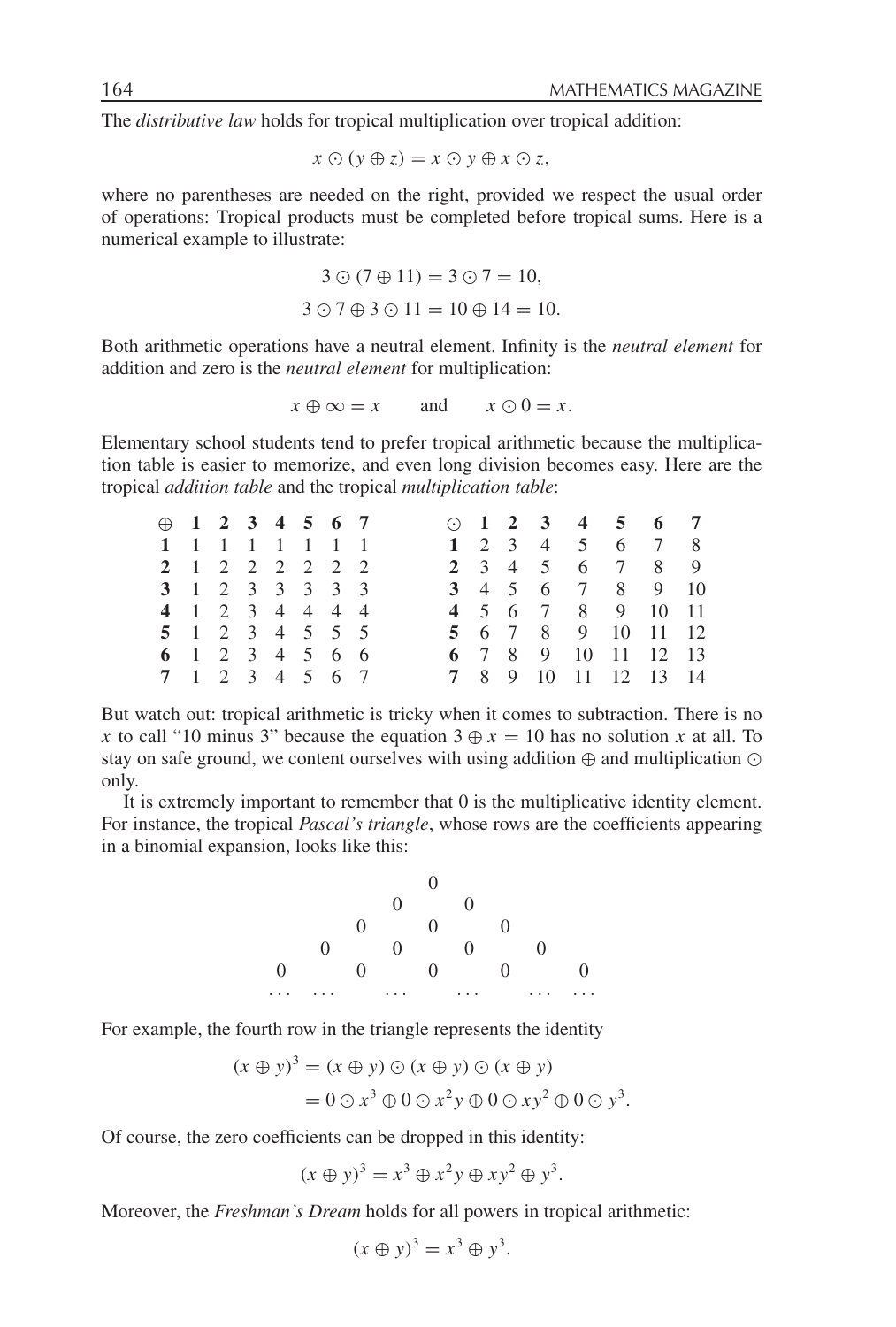The *distributive law* holds for tropical multiplication over tropical addition:

$$x \odot (y \oplus z) = x \odot y \oplus x \odot z,$$

where no parentheses are needed on the right, provided we respect the usual order of operations: Tropical products must be completed before tropical sums. Here is a numerical example to illustrate:

$$3 \odot (7 \oplus 11) = 3 \odot 7 = 10,$$

$$3 \odot 7 \oplus 3 \odot 11 = 10 \oplus 14 = 10.$$

Both arithmetic operations have a neutral element. Infinity is the *neutral element* for addition and zero is the *neutral element* for multiplication:

$$x \oplus \infty = x \qquad \text{and} \qquad x \odot 0 = x.$$

Elementary school students tend to prefer tropical arithmetic because the multiplication table is easier to memorize, and even long division becomes easy. Here are the tropical *addition table* and the tropical *multiplication table*:

| $\oplus$ | **1** | **2** | **3** | **4** | **5** | **6** | **7** |
|---|---|---|---|---|---|---|---|
| **1** | 1 | 1 | 1 | 1 | 1 | 1 | 1 |
| **2** | 1 | 2 | 2 | 2 | 2 | 2 | 2 |
| **3** | 1 | 2 | 3 | 3 | 3 | 3 | 3 |
| **4** | 1 | 2 | 3 | 4 | 4 | 4 | 4 |
| **5** | 1 | 2 | 3 | 4 | 5 | 5 | 5 |
| **6** | 1 | 2 | 3 | 4 | 5 | 6 | 6 |
| **7** | 1 | 2 | 3 | 4 | 5 | 6 | 7 |

| $\odot$ | **1** | **2** | **3** | **4** | **5** | **6** | **7** |
|---|---|---|---|---|---|---|---|
| **1** | 2 | 3 | 4 | 5 | 6 | 7 | 8 |
| **2** | 3 | 4 | 5 | 6 | 7 | 8 | 9 |
| **3** | 4 | 5 | 6 | 7 | 8 | 9 | 10 |
| **4** | 5 | 6 | 7 | 8 | 9 | 10 | 11 |
| **5** | 6 | 7 | 8 | 9 | 10 | 11 | 12 |
| **6** | 7 | 8 | 9 | 10 | 11 | 12 | 13 |
| **7** | 8 | 9 | 10 | 11 | 12 | 13 | 14 |

But watch out: tropical arithmetic is tricky when it comes to subtraction. There is no $x$ to call "10 minus 3" because the equation $3 \oplus x = 10$ has no solution $x$ at all. To stay on safe ground, we content ourselves with using addition $\oplus$ and multiplication $\odot$ only.

It is extremely important to remember that 0 is the multiplicative identity element. For instance, the tropical *Pascal's triangle*, whose rows are the coefficients appearing in a binomial expansion, looks like this:

```
                0
            0       0
        0       0       0
    0       0       0       0
0       0       0       0       0
...  ...    ...     ...     ...  ...
```

For example, the fourth row in the triangle represents the identity

$$\begin{aligned}(x \oplus y)^3 &= (x \oplus y) \odot (x \oplus y) \odot (x \oplus y) \\ &= 0 \odot x^3 \oplus 0 \odot x^2 y \oplus 0 \odot x y^2 \oplus 0 \odot y^3.\end{aligned}$$

Of course, the zero coefficients can be dropped in this identity:

$$(x \oplus y)^3 = x^3 \oplus x^2 y \oplus x y^2 \oplus y^3.$$

Moreover, the *Freshman's Dream* holds for all powers in tropical arithmetic:

$$(x \oplus y)^3 = x^3 \oplus y^3.$$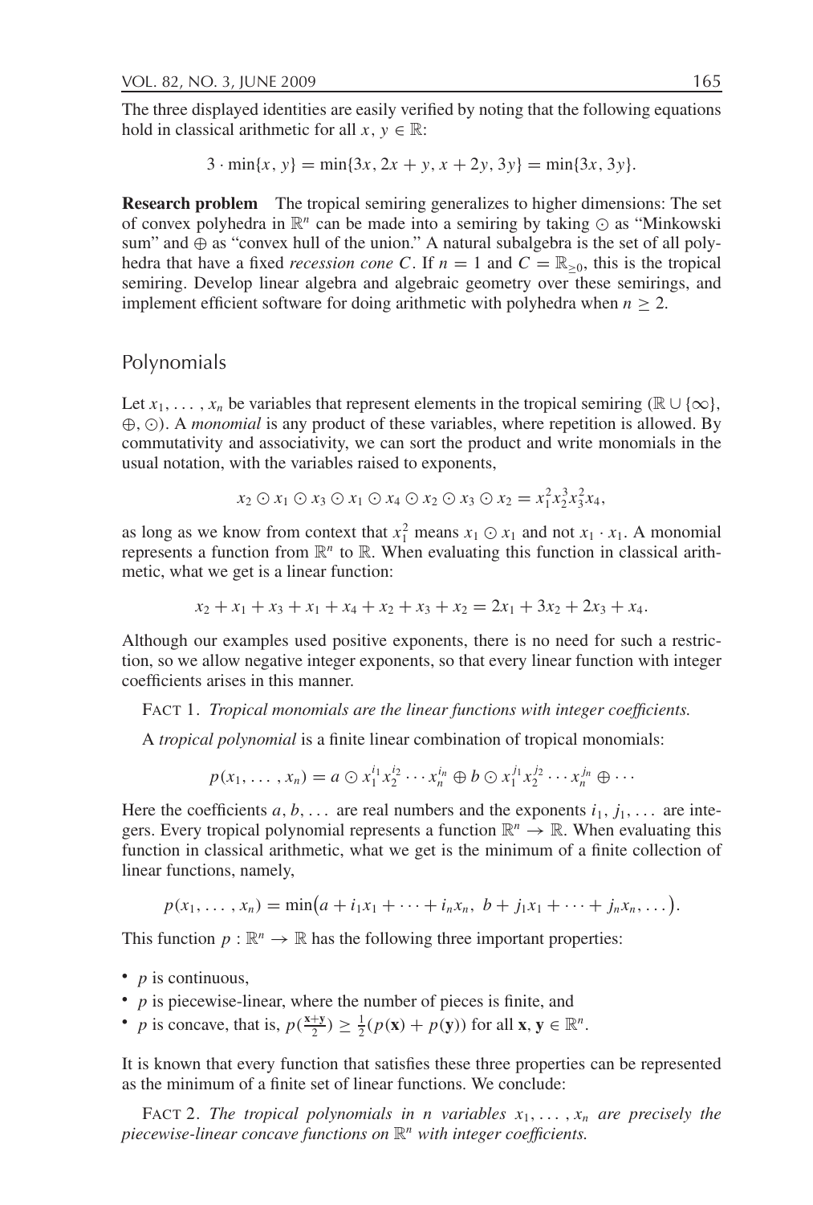The three displayed identities are easily verified by noting that the following equations hold in classical arithmetic for all $x, y \in \mathbb{R}$:

$$3 \cdot \min\{x, y\} = \min\{3x, 2x + y, x + 2y, 3y\} = \min\{3x, 3y\}.$$

**Research problem** The tropical semiring generalizes to higher dimensions: The set of convex polyhedra in $\mathbb{R}^n$ can be made into a semiring by taking $\odot$ as "Minkowski sum" and $\oplus$ as "convex hull of the union." A natural subalgebra is the set of all polyhedra that have a fixed *recession cone* $C$. If $n = 1$ and $C = \mathbb{R}_{\geq 0}$, this is the tropical semiring. Develop linear algebra and algebraic geometry over these semirings, and implement efficient software for doing arithmetic with polyhedra when $n \geq 2$.

## Polynomials

Let $x_1, \ldots, x_n$ be variables that represent elements in the tropical semiring $(\mathbb{R} \cup \{\infty\}, \oplus, \odot)$. A *monomial* is any product of these variables, where repetition is allowed. By commutativity and associativity, we can sort the product and write monomials in the usual notation, with the variables raised to exponents,

$$x_2 \odot x_1 \odot x_3 \odot x_1 \odot x_4 \odot x_2 \odot x_3 \odot x_2 = x_1^2 x_2^3 x_3^2 x_4,$$

as long as we know from context that $x_1^2$ means $x_1 \odot x_1$ and not $x_1 \cdot x_1$. A monomial represents a function from $\mathbb{R}^n$ to $\mathbb{R}$. When evaluating this function in classical arithmetic, what we get is a linear function:

$$x_2 + x_1 + x_3 + x_1 + x_4 + x_2 + x_3 + x_2 = 2x_1 + 3x_2 + 2x_3 + x_4.$$

Although our examples used positive exponents, there is no need for such a restriction, so we allow negative integer exponents, so that every linear function with integer coefficients arises in this manner.

FACT 1. *Tropical monomials are the linear functions with integer coefficients.*

A *tropical polynomial* is a finite linear combination of tropical monomials:

$$p(x_1, \ldots, x_n) = a \odot x_1^{i_1} x_2^{i_2} \cdots x_n^{i_n} \oplus b \odot x_1^{j_1} x_2^{j_2} \cdots x_n^{j_n} \oplus \cdots$$

Here the coefficients $a, b, \ldots$ are real numbers and the exponents $i_1, j_1, \ldots$ are integers. Every tropical polynomial represents a function $\mathbb{R}^n \to \mathbb{R}$. When evaluating this function in classical arithmetic, what we get is the minimum of a finite collection of linear functions, namely,

$$p(x_1, \ldots, x_n) = \min\big(a + i_1 x_1 + \cdots + i_n x_n,\ b + j_1 x_1 + \cdots + j_n x_n, \ldots\big).$$

This function $p : \mathbb{R}^n \to \mathbb{R}$ has the following three important properties:

- $p$ is continuous,
- $p$ is piecewise-linear, where the number of pieces is finite, and
- $p$ is concave, that is, $p(\frac{\mathbf{x}+\mathbf{y}}{2}) \geq \frac{1}{2}(p(\mathbf{x}) + p(\mathbf{y}))$ for all $\mathbf{x}, \mathbf{y} \in \mathbb{R}^n$.

It is known that every function that satisfies these three properties can be represented as the minimum of a finite set of linear functions. We conclude:

FACT 2. *The tropical polynomials in $n$ variables $x_1, \ldots, x_n$ are precisely the piecewise-linear concave functions on $\mathbb{R}^n$ with integer coefficients.*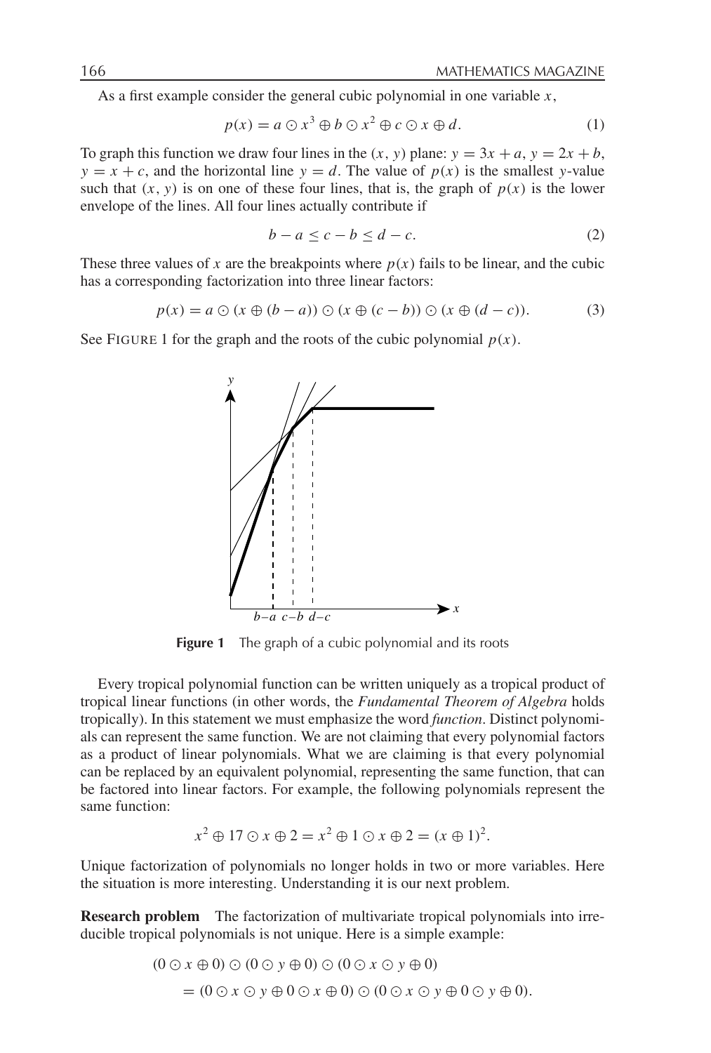As a first example consider the general cubic polynomial in one variable $x$,

$$p(x) = a \odot x^3 \oplus b \odot x^2 \oplus c \odot x \oplus d. \tag{1}$$

To graph this function we draw four lines in the $(x, y)$ plane: $y = 3x + a$, $y = 2x + b$, $y = x + c$, and the horizontal line $y = d$. The value of $p(x)$ is the smallest $y$-value such that $(x, y)$ is on one of these four lines, that is, the graph of $p(x)$ is the lower envelope of the lines. All four lines actually contribute if

$$b - a \leq c - b \leq d - c. \tag{2}$$

These three values of $x$ are the breakpoints where $p(x)$ fails to be linear, and the cubic has a corresponding factorization into three linear factors:

$$p(x) = a \odot (x \oplus (b - a)) \odot (x \oplus (c - b)) \odot (x \oplus (d - c)). \tag{3}$$

See FIGURE 1 for the graph and the roots of the cubic polynomial $p(x)$.

**Figure 1** The graph of a cubic polynomial and its roots

Every tropical polynomial function can be written uniquely as a tropical product of tropical linear functions (in other words, the *Fundamental Theorem of Algebra* holds tropically). In this statement we must emphasize the word *function*. Distinct polynomials can represent the same function. We are not claiming that every polynomial factors as a product of linear polynomials. What we are claiming is that every polynomial can be replaced by an equivalent polynomial, representing the same function, that can be factored into linear factors. For example, the following polynomials represent the same function:

$$x^2 \oplus 17 \odot x \oplus 2 = x^2 \oplus 1 \odot x \oplus 2 = (x \oplus 1)^2.$$

Unique factorization of polynomials no longer holds in two or more variables. Here the situation is more interesting. Understanding it is our next problem.

**Research problem** The factorization of multivariate tropical polynomials into irreducible tropical polynomials is not unique. Here is a simple example:

$$\begin{aligned}
&(0 \odot x \oplus 0) \odot (0 \odot y \oplus 0) \odot (0 \odot x \odot y \oplus 0) \\
&\quad = (0 \odot x \odot y \oplus 0 \odot x \oplus 0) \odot (0 \odot x \odot y \oplus 0 \odot y \oplus 0).
\end{aligned}$$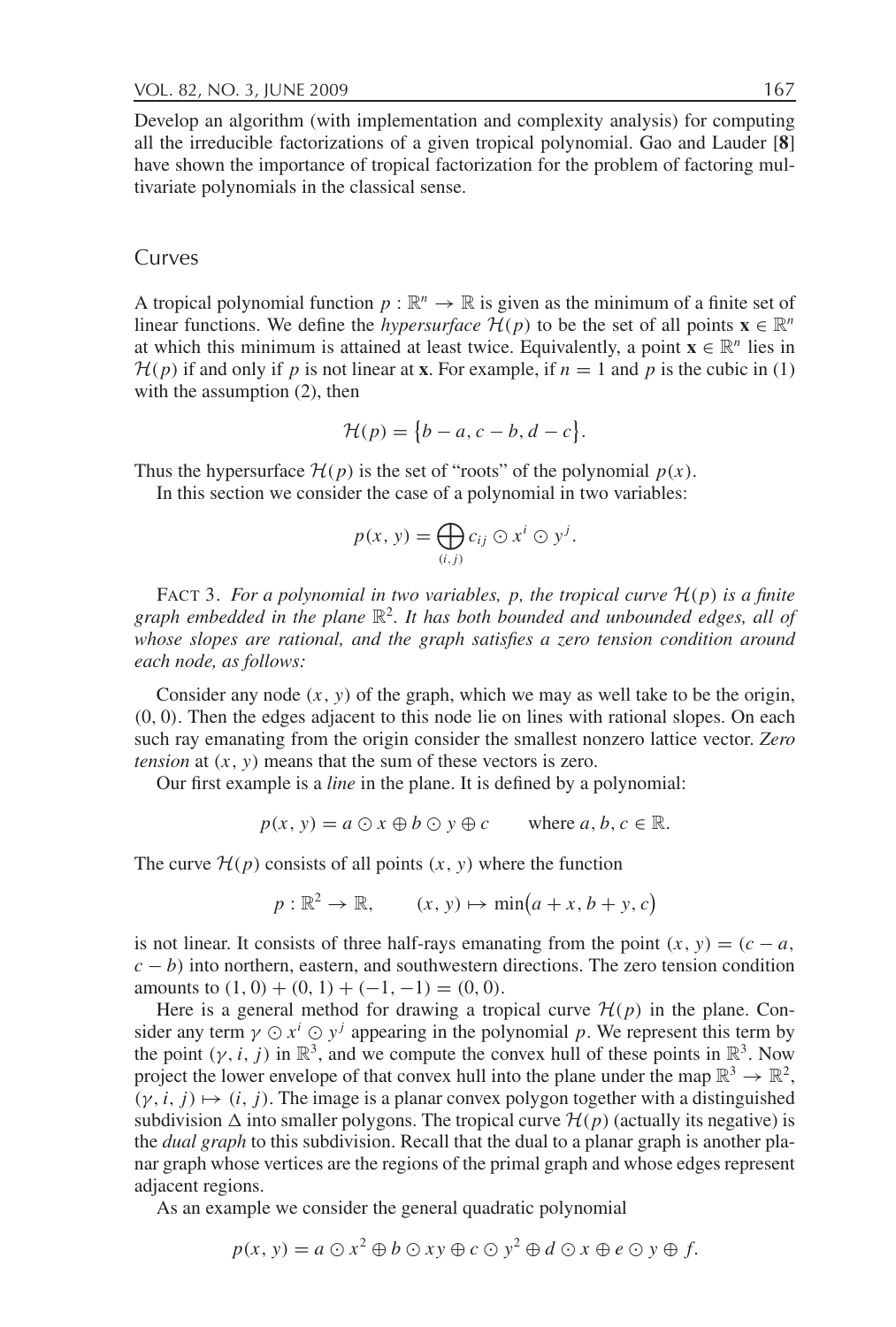Develop an algorithm (with implementation and complexity analysis) for computing all the irreducible factorizations of a given tropical polynomial. Gao and Lauder [**8**] have shown the importance of tropical factorization for the problem of factoring multivariate polynomials in the classical sense.

## Curves

A tropical polynomial function $p : \mathbb{R}^n \to \mathbb{R}$ is given as the minimum of a finite set of linear functions. We define the *hypersurface* $\mathcal{H}(p)$ to be the set of all points $\mathbf{x} \in \mathbb{R}^n$ at which this minimum is attained at least twice. Equivalently, a point $\mathbf{x} \in \mathbb{R}^n$ lies in $\mathcal{H}(p)$ if and only if $p$ is not linear at $\mathbf{x}$. For example, if $n = 1$ and $p$ is the cubic in (1) with the assumption (2), then

$$\mathcal{H}(p) = \{b - a, c - b, d - c\}.$$

Thus the hypersurface $\mathcal{H}(p)$ is the set of "roots" of the polynomial $p(x)$.

In this section we consider the case of a polynomial in two variables:

$$p(x, y) = \bigoplus_{(i,j)} c_{ij} \odot x^i \odot y^j.$$

FACT 3. *For a polynomial in two variables, $p$, the tropical curve $\mathcal{H}(p)$ is a finite graph embedded in the plane $\mathbb{R}^2$. It has both bounded and unbounded edges, all of whose slopes are rational, and the graph satisfies a zero tension condition around each node, as follows:*

Consider any node $(x, y)$ of the graph, which we may as well take to be the origin, $(0, 0)$. Then the edges adjacent to this node lie on lines with rational slopes. On each such ray emanating from the origin consider the smallest nonzero lattice vector. *Zero tension* at $(x, y)$ means that the sum of these vectors is zero.

Our first example is a *line* in the plane. It is defined by a polynomial:

$$p(x, y) = a \odot x \oplus b \odot y \oplus c \qquad \text{where } a, b, c \in \mathbb{R}.$$

The curve $\mathcal{H}(p)$ consists of all points $(x, y)$ where the function

$$p : \mathbb{R}^2 \to \mathbb{R}, \qquad (x, y) \mapsto \min(a + x, b + y, c)$$

is not linear. It consists of three half-rays emanating from the point $(x, y) = (c - a, c - b)$ into northern, eastern, and southwestern directions. The zero tension condition amounts to $(1, 0) + (0, 1) + (-1, -1) = (0, 0)$.

Here is a general method for drawing a tropical curve $\mathcal{H}(p)$ in the plane. Consider any term $\gamma \odot x^i \odot y^j$ appearing in the polynomial $p$. We represent this term by the point $(\gamma, i, j)$ in $\mathbb{R}^3$, and we compute the convex hull of these points in $\mathbb{R}^3$. Now project the lower envelope of that convex hull into the plane under the map $\mathbb{R}^3 \to \mathbb{R}^2$, $(\gamma, i, j) \mapsto (i, j)$. The image is a planar convex polygon together with a distinguished subdivision $\Delta$ into smaller polygons. The tropical curve $\mathcal{H}(p)$ (actually its negative) is the *dual graph* to this subdivision. Recall that the dual to a planar graph is another planar graph whose vertices are the regions of the primal graph and whose edges represent adjacent regions.

As an example we consider the general quadratic polynomial

$$p(x, y) = a \odot x^2 \oplus b \odot xy \oplus c \odot y^2 \oplus d \odot x \oplus e \odot y \oplus f.$$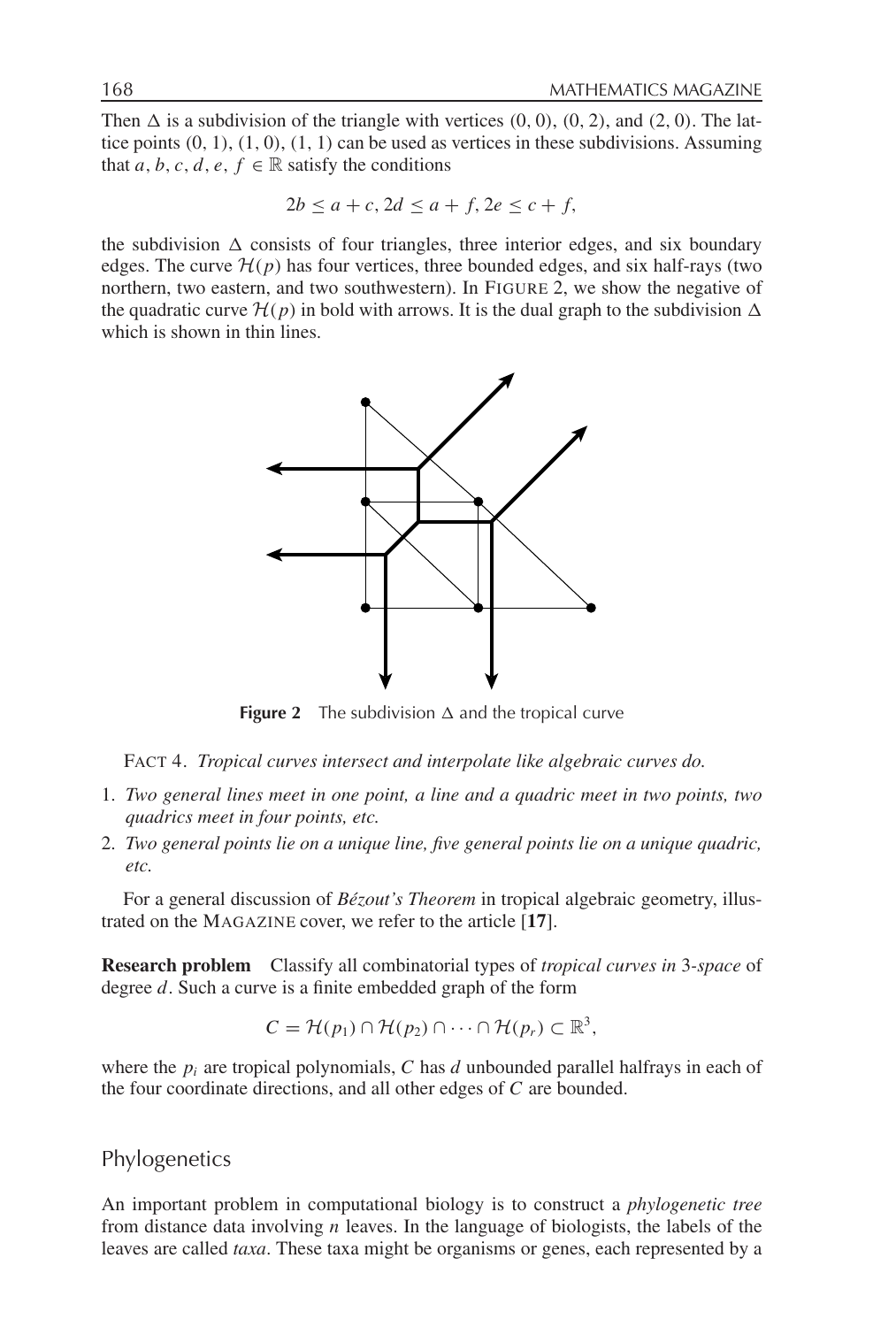Then $\Delta$ is a subdivision of the triangle with vertices $(0, 0)$, $(0, 2)$, and $(2, 0)$. The lattice points $(0, 1)$, $(1, 0)$, $(1, 1)$ can be used as vertices in these subdivisions. Assuming that $a, b, c, d, e, f \in \mathbb{R}$ satisfy the conditions

$$2b \leq a + c, 2d \leq a + f, 2e \leq c + f,$$

the subdivision $\Delta$ consists of four triangles, three interior edges, and six boundary edges. The curve $\mathcal{H}(p)$ has four vertices, three bounded edges, and six half-rays (two northern, two eastern, and two southwestern). In FIGURE 2, we show the negative of the quadratic curve $\mathcal{H}(p)$ in bold with arrows. It is the dual graph to the subdivision $\Delta$ which is shown in thin lines.

**Figure 2** The subdivision $\Delta$ and the tropical curve

FACT 4. *Tropical curves intersect and interpolate like algebraic curves do.*

1. *Two general lines meet in one point, a line and a quadric meet in two points, two quadrics meet in four points, etc.*
2. *Two general points lie on a unique line, five general points lie on a unique quadric, etc.*

For a general discussion of *Bézout's Theorem* in tropical algebraic geometry, illustrated on the MAGAZINE cover, we refer to the article [**17**].

**Research problem** Classify all combinatorial types of *tropical curves in* 3*-space* of degree $d$. Such a curve is a finite embedded graph of the form

$$C = \mathcal{H}(p_1) \cap \mathcal{H}(p_2) \cap \cdots \cap \mathcal{H}(p_r) \subset \mathbb{R}^3,$$

where the $p_i$ are tropical polynomials, $C$ has $d$ unbounded parallel halfrays in each of the four coordinate directions, and all other edges of $C$ are bounded.

## Phylogenetics

An important problem in computational biology is to construct a *phylogenetic tree* from distance data involving $n$ leaves. In the language of biologists, the labels of the leaves are called *taxa*. These taxa might be organisms or genes, each represented by a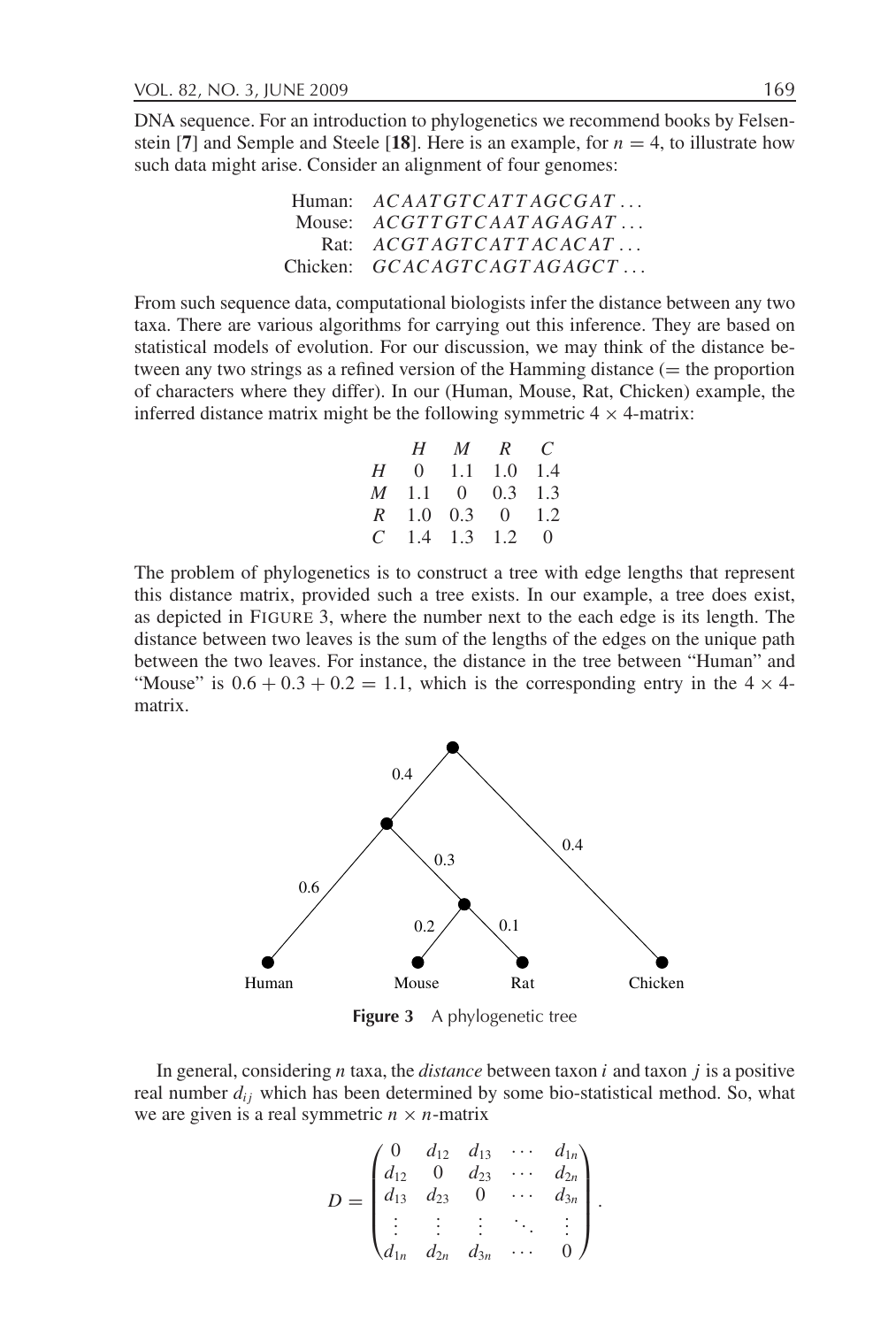DNA sequence. For an introduction to phylogenetics we recommend books by Felsenstein [**7**] and Semple and Steele [**18**]. Here is an example, for $n = 4$, to illustrate how such data might arise. Consider an alignment of four genomes:

$$\begin{array}{rl}
\text{Human:} & ACAATGTCATTAGCGAT\ldots \\
\text{Mouse:} & ACGTTGTCAATAGAGAT\ldots \\
\text{Rat:} & ACGTAGTCATTACACAT\ldots \\
\text{Chicken:} & GCACAGTCAGTAGAGCT\ldots
\end{array}$$

From such sequence data, computational biologists infer the distance between any two taxa. There are various algorithms for carrying out this inference. They are based on statistical models of evolution. For our discussion, we may think of the distance between any two strings as a refined version of the Hamming distance (= the proportion of characters where they differ). In our (Human, Mouse, Rat, Chicken) example, the inferred distance matrix might be the following symmetric $4 \times 4$-matrix:

| | $H$ | $M$ | $R$ | $C$ |
|---|---|---|---|---|
| $H$ | 0 | 1.1 | 1.0 | 1.4 |
| $M$ | 1.1 | 0 | 0.3 | 1.3 |
| $R$ | 1.0 | 0.3 | 0 | 1.2 |
| $C$ | 1.4 | 1.3 | 1.2 | 0 |

The problem of phylogenetics is to construct a tree with edge lengths that represent this distance matrix, provided such a tree exists. In our example, a tree does exist, as depicted in FIGURE 3, where the number next to the each edge is its length. The distance between two leaves is the sum of the lengths of the edges on the unique path between the two leaves. For instance, the distance in the tree between "Human" and "Mouse" is $0.6 + 0.3 + 0.2 = 1.1$, which is the corresponding entry in the $4 \times 4$-matrix.

**Figure 3** A phylogenetic tree

In general, considering $n$ taxa, the *distance* between taxon $i$ and taxon $j$ is a positive real number $d_{ij}$ which has been determined by some bio-statistical method. So, what we are given is a real symmetric $n \times n$-matrix

$$D = \begin{pmatrix} 0 & d_{12} & d_{13} & \cdots & d_{1n} \\ d_{12} & 0 & d_{23} & \cdots & d_{2n} \\ d_{13} & d_{23} & 0 & \cdots & d_{3n} \\ \vdots & \vdots & \vdots & \ddots & \vdots \\ d_{1n} & d_{2n} & d_{3n} & \cdots & 0 \end{pmatrix}.$$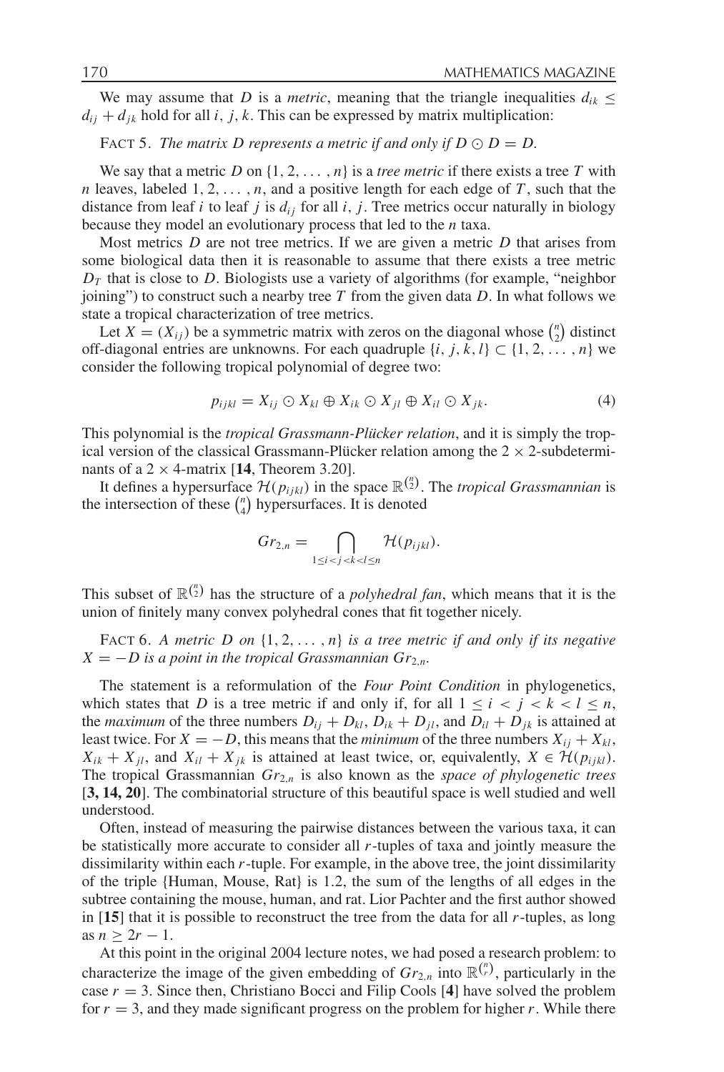We may assume that $D$ is a *metric*, meaning that the triangle inequalities $d_{ik} \leq d_{ij} + d_{jk}$ hold for all $i$, $j$, $k$. This can be expressed by matrix multiplication:

FACT 5. *The matrix $D$ represents a metric if and only if $D \odot D = D$.*

We say that a metric $D$ on $\{1, 2, \ldots, n\}$ is a *tree metric* if there exists a tree $T$ with $n$ leaves, labeled $1, 2, \ldots, n$, and a positive length for each edge of $T$, such that the distance from leaf $i$ to leaf $j$ is $d_{ij}$ for all $i$, $j$. Tree metrics occur naturally in biology because they model an evolutionary process that led to the $n$ taxa.

Most metrics $D$ are not tree metrics. If we are given a metric $D$ that arises from some biological data then it is reasonable to assume that there exists a tree metric $D_T$ that is close to $D$. Biologists use a variety of algorithms (for example, "neighbor joining") to construct such a nearby tree $T$ from the given data $D$. In what follows we state a tropical characterization of tree metrics.

Let $X = (X_{ij})$ be a symmetric matrix with zeros on the diagonal whose $\binom{n}{2}$ distinct off-diagonal entries are unknowns. For each quadruple $\{i, j, k, l\} \subset \{1, 2, \ldots, n\}$ we consider the following tropical polynomial of degree two:

$$p_{ijkl} = X_{ij} \odot X_{kl} \oplus X_{ik} \odot X_{jl} \oplus X_{il} \odot X_{jk}. \tag{4}$$

This polynomial is the *tropical Grassmann-Plücker relation*, and it is simply the tropical version of the classical Grassmann-Plücker relation among the $2 \times 2$-subdeterminants of a $2 \times 4$-matrix [**14**, Theorem 3.20].

It defines a hypersurface $\mathcal{H}(p_{ijkl})$ in the space $\mathbb{R}^{\binom{n}{2}}$. The *tropical Grassmannian* is the intersection of these $\binom{n}{4}$ hypersurfaces. It is denoted

$$Gr_{2,n} = \bigcap_{1 \leq i < j < k < l \leq n} \mathcal{H}(p_{ijkl}).$$

This subset of $\mathbb{R}^{\binom{n}{2}}$ has the structure of a *polyhedral fan*, which means that it is the union of finitely many convex polyhedral cones that fit together nicely.

FACT 6. *A metric $D$ on $\{1, 2, \ldots, n\}$ is a tree metric if and only if its negative $X = -D$ is a point in the tropical Grassmannian $Gr_{2,n}$.*

The statement is a reformulation of the *Four Point Condition* in phylogenetics, which states that $D$ is a tree metric if and only if, for all $1 \leq i < j < k < l \leq n$, the *maximum* of the three numbers $D_{ij} + D_{kl}$, $D_{ik} + D_{jl}$, and $D_{il} + D_{jk}$ is attained at least twice. For $X = -D$, this means that the *minimum* of the three numbers $X_{ij} + X_{kl}$, $X_{ik} + X_{jl}$, and $X_{il} + X_{jk}$ is attained at least twice, or, equivalently, $X \in \mathcal{H}(p_{ijkl})$. The tropical Grassmannian $Gr_{2,n}$ is also known as the *space of phylogenetic trees* [**3, 14, 20**]. The combinatorial structure of this beautiful space is well studied and well understood.

Often, instead of measuring the pairwise distances between the various taxa, it can be statistically more accurate to consider all $r$-tuples of taxa and jointly measure the dissimilarity within each $r$-tuple. For example, in the above tree, the joint dissimilarity of the triple {Human, Mouse, Rat} is 1.2, the sum of the lengths of all edges in the subtree containing the mouse, human, and rat. Lior Pachter and the first author showed in [**15**] that it is possible to reconstruct the tree from the data for all $r$-tuples, as long as $n \geq 2r - 1$.

At this point in the original 2004 lecture notes, we had posed a research problem: to characterize the image of the given embedding of $Gr_{2,n}$ into $\mathbb{R}^{\binom{n}{r}}$, particularly in the case $r = 3$. Since then, Christiano Bocci and Filip Cools [**4**] have solved the problem for $r = 3$, and they made significant progress on the problem for higher $r$. While there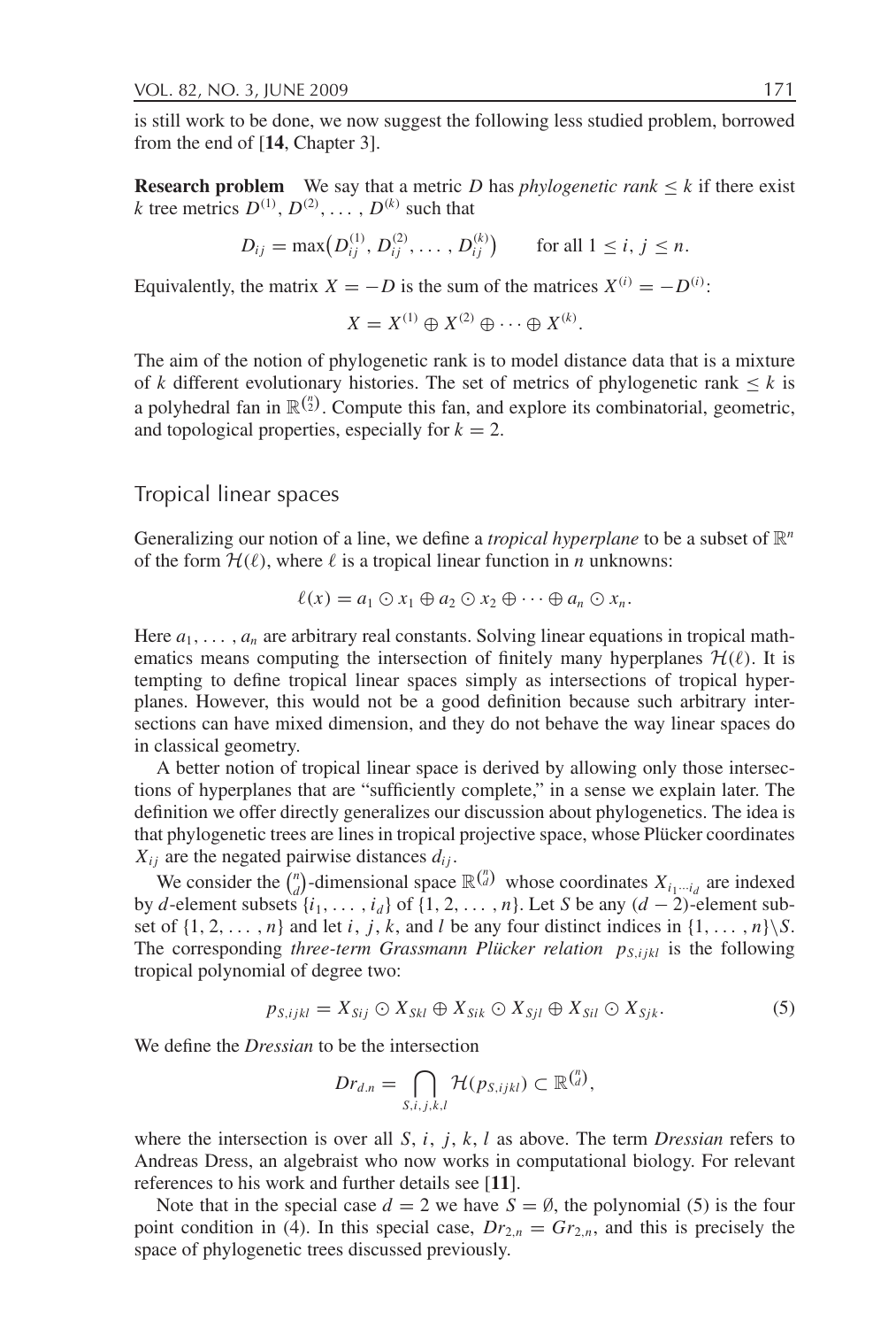is still work to be done, we now suggest the following less studied problem, borrowed from the end of [**14**, Chapter 3].

**Research problem** We say that a metric $D$ has *phylogenetic rank* $\leq k$ if there exist $k$ tree metrics $D^{(1)}, D^{(2)}, \ldots, D^{(k)}$ such that

$$D_{ij} = \max\big(D^{(1)}_{ij}, D^{(2)}_{ij}, \ldots, D^{(k)}_{ij}\big) \qquad \text{for all } 1 \leq i, j \leq n.$$

Equivalently, the matrix $X = -D$ is the sum of the matrices $X^{(i)} = -D^{(i)}$:

$$X = X^{(1)} \oplus X^{(2)} \oplus \cdots \oplus X^{(k)}.$$

The aim of the notion of phylogenetic rank is to model distance data that is a mixture of $k$ different evolutionary histories. The set of metrics of phylogenetic rank $\leq k$ is a polyhedral fan in $\mathbb{R}^{\binom{n}{2}}$. Compute this fan, and explore its combinatorial, geometric, and topological properties, especially for $k = 2$.

## Tropical linear spaces

Generalizing our notion of a line, we define a *tropical hyperplane* to be a subset of $\mathbb{R}^n$ of the form $\mathcal{H}(\ell)$, where $\ell$ is a tropical linear function in $n$ unknowns:

$$\ell(x) = a_1 \odot x_1 \oplus a_2 \odot x_2 \oplus \cdots \oplus a_n \odot x_n.$$

Here $a_1, \ldots, a_n$ are arbitrary real constants. Solving linear equations in tropical mathematics means computing the intersection of finitely many hyperplanes $\mathcal{H}(\ell)$. It is tempting to define tropical linear spaces simply as intersections of tropical hyperplanes. However, this would not be a good definition because such arbitrary intersections can have mixed dimension, and they do not behave the way linear spaces do in classical geometry.

A better notion of tropical linear space is derived by allowing only those intersections of hyperplanes that are "sufficiently complete," in a sense we explain later. The definition we offer directly generalizes our discussion about phylogenetics. The idea is that phylogenetic trees are lines in tropical projective space, whose Plücker coordinates $X_{ij}$ are the negated pairwise distances $d_{ij}$.

We consider the $\binom{n}{d}$-dimensional space $\mathbb{R}^{\binom{n}{d}}$ whose coordinates $X_{i_1 \cdots i_d}$ are indexed by $d$-element subsets $\{i_1, \ldots, i_d\}$ of $\{1, 2, \ldots, n\}$. Let $S$ be any $(d-2)$-element subset of $\{1, 2, \ldots, n\}$ and let $i, j, k$, and $l$ be any four distinct indices in $\{1, \ldots, n\} \backslash S$. The corresponding *three-term Grassmann Plücker relation* $p_{S,ijkl}$ is the following tropical polynomial of degree two:

$$p_{S,ijkl} = X_{Sij} \odot X_{Skl} \oplus X_{Sik} \odot X_{Sjl} \oplus X_{Sil} \odot X_{Sjk}. \tag{5}$$

We define the *Dressian* to be the intersection

$$Dr_{d,n} = \bigcap_{S,i,j,k,l} \mathcal{H}(p_{S,ijkl}) \subset \mathbb{R}^{\binom{n}{d}},$$

where the intersection is over all $S, i, j, k, l$ as above. The term *Dressian* refers to Andreas Dress, an algebraist who now works in computational biology. For relevant references to his work and further details see [**11**].

Note that in the special case $d = 2$ we have $S = \emptyset$, the polynomial (5) is the four point condition in (4). In this special case, $Dr_{2,n} = Gr_{2,n}$, and this is precisely the space of phylogenetic trees discussed previously.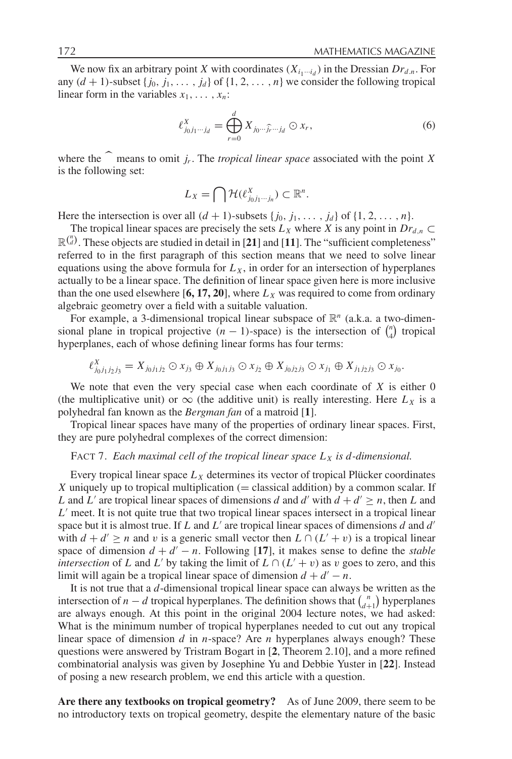We now fix an arbitrary point $X$ with coordinates $(X_{i_1 \cdots i_d})$ in the Dressian $Dr_{d,n}$. For any $(d+1)$-subset $\{j_0, j_1, \ldots, j_d\}$ of $\{1, 2, \ldots, n\}$ we consider the following tropical linear form in the variables $x_1, \ldots, x_n$:

$$\ell^X_{j_0 j_1 \cdots j_d} = \bigoplus_{r=0}^{d} X_{j_0 \cdots \widehat{j_r} \cdots j_d} \odot x_r, \tag{6}$$

where the $\widehat{\ }$ means to omit $j_r$. The *tropical linear space* associated with the point $X$ is the following set:

$$L_X = \bigcap \mathcal{H}(\ell^X_{j_0 j_1 \cdots j_n}) \subset \mathbb{R}^n.$$

Here the intersection is over all $(d+1)$-subsets $\{j_0, j_1, \ldots, j_d\}$ of $\{1, 2, \ldots, n\}$.

The tropical linear spaces are precisely the sets $L_X$ where $X$ is any point in $Dr_{d,n} \subset \mathbb{R}^{\binom{n}{d}}$. These objects are studied in detail in [**21**] and [**11**]. The "sufficient completeness" referred to in the first paragraph of this section means that we need to solve linear equations using the above formula for $L_X$, in order for an intersection of hyperplanes actually to be a linear space. The definition of linear space given here is more inclusive than the one used elsewhere [**6, 17, 20**], where $L_X$ was required to come from ordinary algebraic geometry over a field with a suitable valuation.

For example, a 3-dimensional tropical linear subspace of $\mathbb{R}^n$ (a.k.a. a two-dimensional plane in tropical projective $(n-1)$-space) is the intersection of $\binom{n}{4}$ tropical hyperplanes, each of whose defining linear forms has four terms:

$$\ell^X_{j_0 j_1 j_2 j_3} = X_{j_0 j_1 j_2} \odot x_{j_3} \oplus X_{j_0 j_1 j_3} \odot x_{j_2} \oplus X_{j_0 j_2 j_3} \odot x_{j_1} \oplus X_{j_1 j_2 j_3} \odot x_{j_0}.$$

We note that even the very special case when each coordinate of $X$ is either 0 (the multiplicative unit) or $\infty$ (the additive unit) is really interesting. Here $L_X$ is a polyhedral fan known as the *Bergman fan* of a matroid [**1**].

Tropical linear spaces have many of the properties of ordinary linear spaces. First, they are pure polyhedral complexes of the correct dimension:

FACT 7. *Each maximal cell of the tropical linear space $L_X$ is $d$-dimensional.*

Every tropical linear space $L_X$ determines its vector of tropical Plücker coordinates $X$ uniquely up to tropical multiplication (= classical addition) by a common scalar. If $L$ and $L'$ are tropical linear spaces of dimensions $d$ and $d'$ with $d + d' \geq n$, then $L$ and $L'$ meet. It is not quite true that two tropical linear spaces intersect in a tropical linear space but it is almost true. If $L$ and $L'$ are tropical linear spaces of dimensions $d$ and $d'$ with $d + d' \geq n$ and $v$ is a generic small vector then $L \cap (L' + v)$ is a tropical linear space of dimension $d + d' - n$. Following [**17**], it makes sense to define the *stable intersection* of $L$ and $L'$ by taking the limit of $L \cap (L' + v)$ as $v$ goes to zero, and this limit will again be a tropical linear space of dimension $d + d' - n$.

It is not true that a $d$-dimensional tropical linear space can always be written as the intersection of $n - d$ tropical hyperplanes. The definition shows that $\binom{n}{d+1}$ hyperplanes are always enough. At this point in the original 2004 lecture notes, we had asked: What is the minimum number of tropical hyperplanes needed to cut out any tropical linear space of dimension $d$ in $n$-space? Are $n$ hyperplanes always enough? These questions were answered by Tristram Bogart in [**2**, Theorem 2.10], and a more refined combinatorial analysis was given by Josephine Yu and Debbie Yuster in [**22**]. Instead of posing a new research problem, we end this article with a question.

**Are there any textbooks on tropical geometry?** As of June 2009, there seem to be no introductory texts on tropical geometry, despite the elementary nature of the basic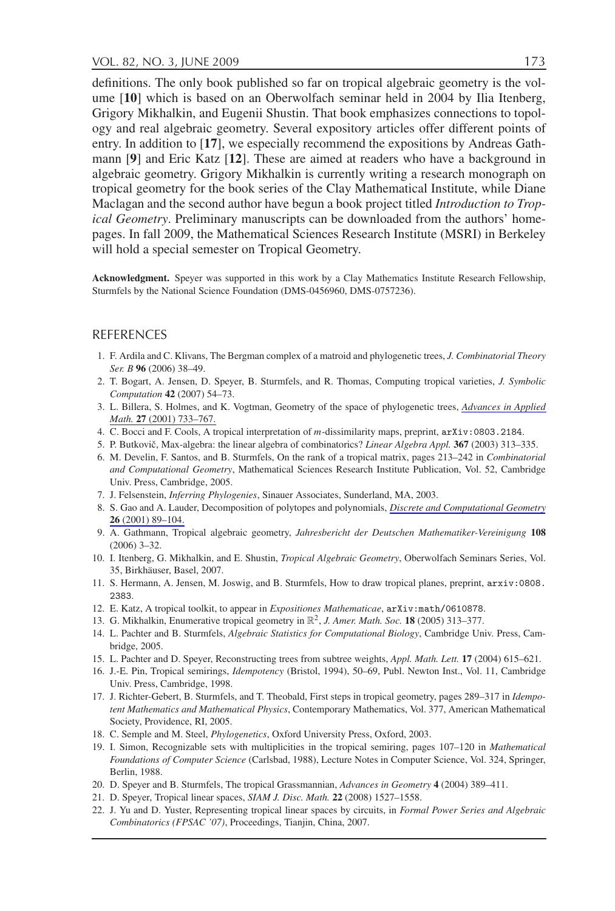definitions. The only book published so far on tropical algebraic geometry is the volume [**10**] which is based on an Oberwolfach seminar held in 2004 by Ilia Itenberg, Grigory Mikhalkin, and Eugenii Shustin. That book emphasizes connections to topology and real algebraic geometry. Several expository articles offer different points of entry. In addition to [**17**], we especially recommend the expositions by Andreas Gathmann [**9**] and Eric Katz [**12**]. These are aimed at readers who have a background in algebraic geometry. Grigory Mikhalkin is currently writing a research monograph on tropical geometry for the book series of the Clay Mathematical Institute, while Diane Maclagan and the second author have begun a book project titled *Introduction to Tropical Geometry*. Preliminary manuscripts can be downloaded from the authors' homepages. In fall 2009, the Mathematical Sciences Research Institute (MSRI) in Berkeley will hold a special semester on Tropical Geometry.

**Acknowledgment.** Speyer was supported in this work by a Clay Mathematics Institute Research Fellowship, Sturmfels by the National Science Foundation (DMS-0456960, DMS-0757236).

## REFERENCES

1. F. Ardila and C. Klivans, The Bergman complex of a matroid and phylogenetic trees, *J. Combinatorial Theory Ser. B* **96** (2006) 38–49.
2. T. Bogart, A. Jensen, D. Speyer, B. Sturmfels, and R. Thomas, Computing tropical varieties, *J. Symbolic Computation* **42** (2007) 54–73.
3. L. Billera, S. Holmes, and K. Vogtman, Geometry of the space of phylogenetic trees, *Advances in Applied Math.* **27** (2001) 733–767.
4. C. Bocci and F. Cools, A tropical interpretation of $m$-dissimilarity maps, preprint, `arXiv:0803.2184`.
5. P. Butkovič, Max-algebra: the linear algebra of combinatorics? *Linear Algebra Appl.* **367** (2003) 313–335.
6. M. Develin, F. Santos, and B. Sturmfels, On the rank of a tropical matrix, pages 213–242 in *Combinatorial and Computational Geometry*, Mathematical Sciences Research Institute Publication, Vol. 52, Cambridge Univ. Press, Cambridge, 2005.
7. J. Felsenstein, *Inferring Phylogenies*, Sinauer Associates, Sunderland, MA, 2003.
8. S. Gao and A. Lauder, Decomposition of polytopes and polynomials, *Discrete and Computational Geometry* **26** (2001) 89–104.
9. A. Gathmann, Tropical algebraic geometry, *Jahresbericht der Deutschen Mathematiker-Vereinigung* **108** (2006) 3–32.
10. I. Itenberg, G. Mikhalkin, and E. Shustin, *Tropical Algebraic Geometry*, Oberwolfach Seminars Series, Vol. 35, Birkhäuser, Basel, 2007.
11. S. Hermann, A. Jensen, M. Joswig, and B. Sturmfels, How to draw tropical planes, preprint, `arxiv:0808.2383`.
12. E. Katz, A tropical toolkit, to appear in *Expositiones Mathematicae*, `arXiv:math/0610878`.
13. G. Mikhalkin, Enumerative tropical geometry in $\mathbb{R}^2$, *J. Amer. Math. Soc.* **18** (2005) 313–377.
14. L. Pachter and B. Sturmfels, *Algebraic Statistics for Computational Biology*, Cambridge Univ. Press, Cambridge, 2005.
15. L. Pachter and D. Speyer, Reconstructing trees from subtree weights, *Appl. Math. Lett.* **17** (2004) 615–621.
16. J.-E. Pin, Tropical semirings, *Idempotency* (Bristol, 1994), 50–69, Publ. Newton Inst., Vol. 11, Cambridge Univ. Press, Cambridge, 1998.
17. J. Richter-Gebert, B. Sturmfels, and T. Theobald, First steps in tropical geometry, pages 289–317 in *Idempotent Mathematics and Mathematical Physics*, Contemporary Mathematics, Vol. 377, American Mathematical Society, Providence, RI, 2005.
18. C. Semple and M. Steel, *Phylogenetics*, Oxford University Press, Oxford, 2003.
19. I. Simon, Recognizable sets with multiplicities in the tropical semiring, pages 107–120 in *Mathematical Foundations of Computer Science* (Carlsbad, 1988), Lecture Notes in Computer Science, Vol. 324, Springer, Berlin, 1988.
20. D. Speyer and B. Sturmfels, The tropical Grassmannian, *Advances in Geometry* **4** (2004) 389–411.
21. D. Speyer, Tropical linear spaces, *SIAM J. Disc. Math.* **22** (2008) 1527–1558.
22. J. Yu and D. Yuster, Representing tropical linear spaces by circuits, in *Formal Power Series and Algebraic Combinatorics (FPSAC '07)*, Proceedings, Tianjin, China, 2007.